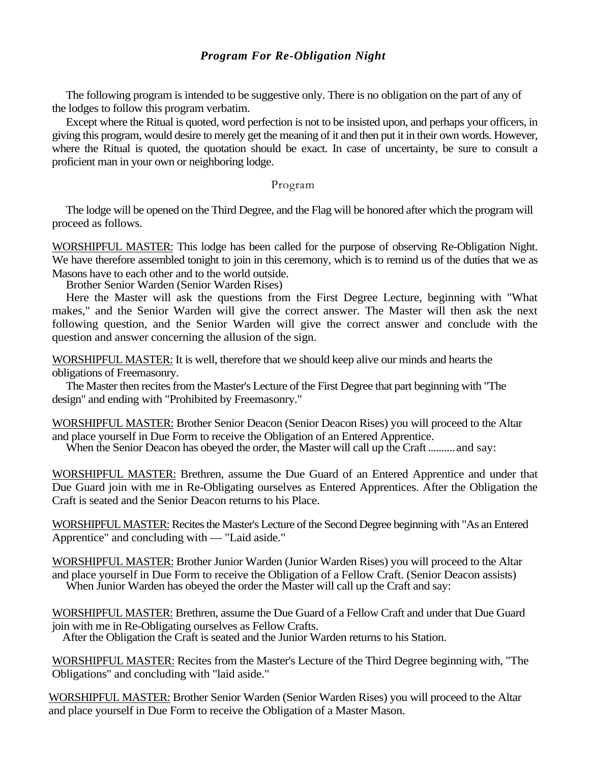### *Program For Re-Obligation Night*

The following program is intended to be suggestive only. There is no obligation on the part of any of the lodges to follow this program verbatim.

Except where the Ritual is quoted, word perfection is not to be insisted upon, and perhaps your officers, in giving this program, would desire to merely get the meaning of it and then put it in their own words. However, where the Ritual is quoted, the quotation should be exact. In case of uncertainty, be sure to consult a proficient man in your own or neighboring lodge.

#### Program

The lodge will be opened on the Third Degree, and the Flag will be honored after which the program will proceed as follows.

WORSHIPFUL MASTER: This lodge has been called for the purpose of observing Re-Obligation Night. We have therefore assembled tonight to join in this ceremony, which is to remind us of the duties that we as Masons have to each other and to the world outside.

Brother Senior Warden (Senior Warden Rises)

Here the Master will ask the questions from the First Degree Lecture, beginning with "What makes," and the Senior Warden will give the correct answer. The Master will then ask the next following question, and the Senior Warden will give the correct answer and conclude with the question and answer concerning the allusion of the sign.

WORSHIPFUL MASTER: It is well, therefore that we should keep alive our minds and hearts the obligations of Freemasonry.

The Master then recites from the Master's Lecture of the First Degree that part beginning with "The design" and ending with "Prohibited by Freemasonry."

WORSHIPFUL MASTER: Brother Senior Deacon (Senior Deacon Rises) you will proceed to the Altar and place yourself in Due Form to receive the Obligation of an Entered Apprentice.

When the Senior Deacon has obeyed the order, the Master will call up the Craft .......... and say:

WORSHIPFUL MASTER: Brethren, assume the Due Guard of an Entered Apprentice and under that Due Guard join with me in Re-Obligating ourselves as Entered Apprentices. After the Obligation the Craft is seated and the Senior Deacon returns to his Place.

WORSHIPFUL MASTER: Recites the Master's Lecture of the Second Degree beginning with "As an Entered Apprentice" and concluding with — "Laid aside."

WORSHIPFUL MASTER: Brother Junior Warden (Junior Warden Rises) you will proceed to the Altar and place yourself in Due Form to receive the Obligation of a Fellow Craft. (Senior Deacon assists)

When Junior Warden has obeyed the order the Master will call up the Craft and say:

WORSHIPFUL MASTER: Brethren, assume the Due Guard of a Fellow Craft and under that Due Guard join with me in Re-Obligating ourselves as Fellow Crafts.

After the Obligation the Craft is seated and the Junior Warden returns to his Station.

WORSHIPFUL MASTER: Recites from the Master's Lecture of the Third Degree beginning with, "The Obligations" and concluding with "laid aside."

WORSHIPFUL MASTER: Brother Senior Warden (Senior Warden Rises) you will proceed to the Altar and place yourself in Due Form to receive the Obligation of a Master Mason.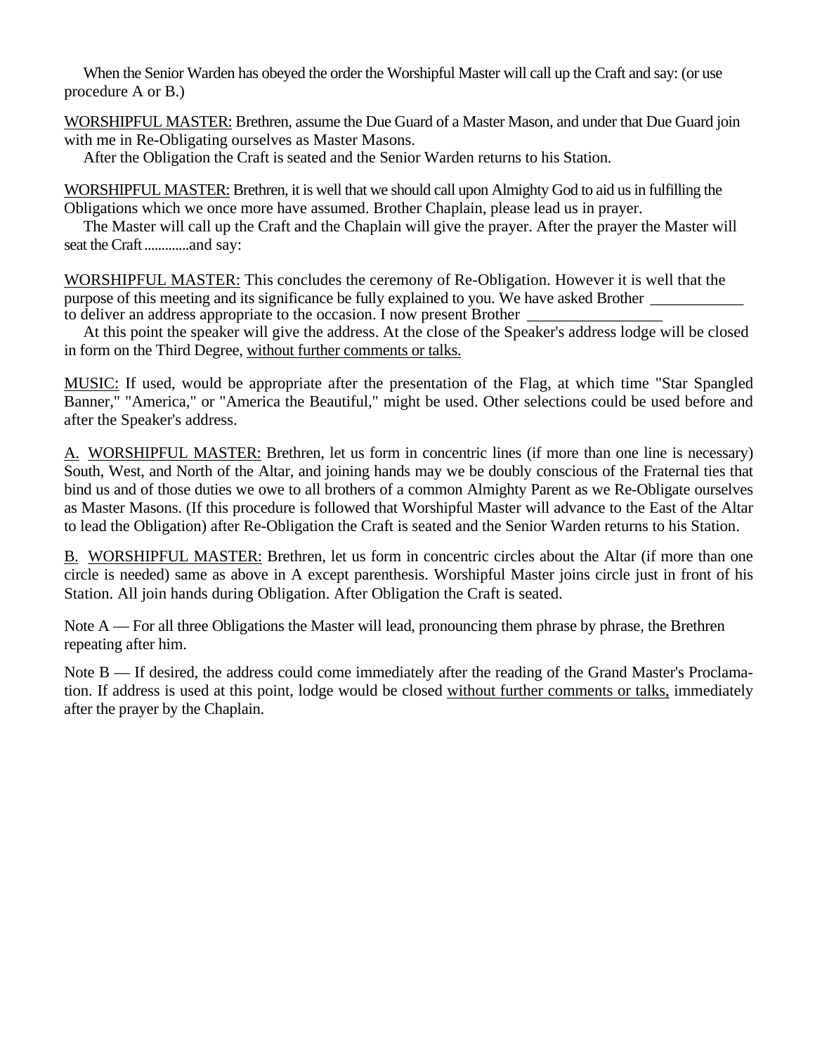When the Senior Warden has obeyed the order the Worshipful Master will call up the Craft and say: (or use procedure A or B.)

WORSHIPFUL MASTER: Brethren, assume the Due Guard of a Master Mason, and under that Due Guard join with me in Re-Obligating ourselves as Master Masons.

After the Obligation the Craft is seated and the Senior Warden returns to his Station.

WORSHIPFUL MASTER: Brethren, it is well that we should call upon Almighty God to aid us in fulfilling the Obligations which we once more have assumed. Brother Chaplain, please lead us in prayer.

The Master will call up the Craft and the Chaplain will give the prayer. After the prayer the Master will seat the Craft .............and say:

WORSHIPFUL MASTER: This concludes the ceremony of Re-Obligation. However it is well that the purpose of this meeting and its significance be fully explained to you. We have asked Brother ____________ to deliver an address appropriate to the occasion. I now present Brother _________________

At this point the speaker will give the address. At the close of the Speaker's address lodge will be closed in form on the Third Degree, without further comments or talks.

MUSIC: If used, would be appropriate after the presentation of the Flag, at which time "Star Spangled Banner," "America," or "America the Beautiful," might be used. Other selections could be used before and after the Speaker's address.

A. WORSHIPFUL MASTER: Brethren, let us form in concentric lines (if more than one line is necessary) South, West, and North of the Altar, and joining hands may we be doubly conscious of the Fraternal ties that bind us and of those duties we owe to all brothers of a common Almighty Parent as we Re-Obligate ourselves as Master Masons. (If this procedure is followed that Worshipful Master will advance to the East of the Altar to lead the Obligation) after Re-Obligation the Craft is seated and the Senior Warden returns to his Station.

B. WORSHIPFUL MASTER: Brethren, let us form in concentric circles about the Altar (if more than one circle is needed) same as above in A except parenthesis. Worshipful Master joins circle just in front of his Station. All join hands during Obligation. After Obligation the Craft is seated.

Note A — For all three Obligations the Master will lead, pronouncing them phrase by phrase, the Brethren repeating after him.

Note B — If desired, the address could come immediately after the reading of the Grand Master's Proclamation. If address is used at this point, lodge would be closed without further comments or talks, immediately after the prayer by the Chaplain.